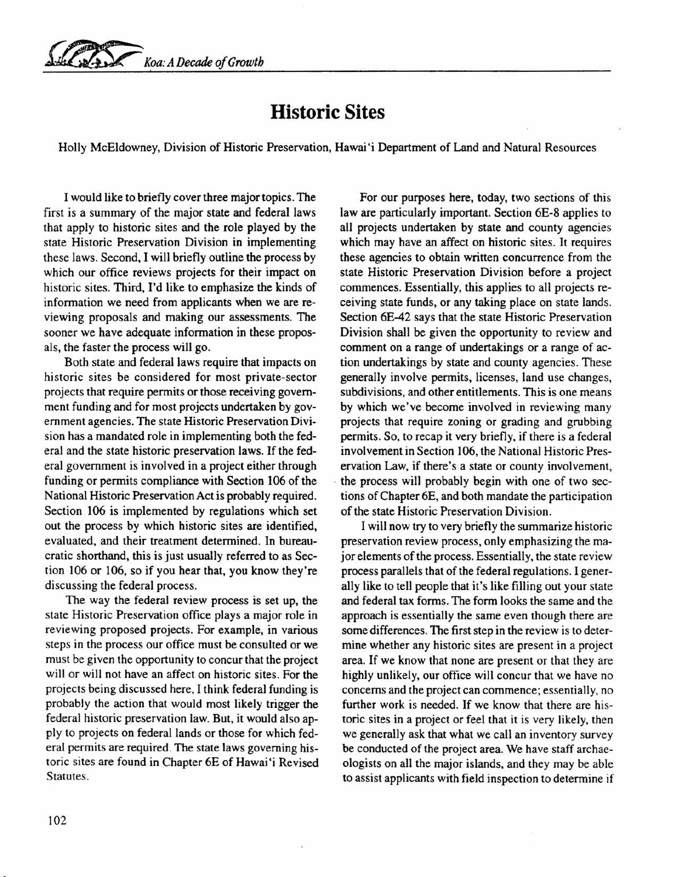# Historic Sites

Holly McEldowney, Division of Historic Preservation, Hawai'i Department of Land and Natural Resources

I would like to briefly cover three major topics. The first is a summary of the major state and federal laws that apply to historic sites and the role played by the state Historic Preservation Division in implementing these laws. Second, I will briefly outline the process by which our office reviews projects for their impact on historic sites. Third, I'd like to emphasize the kinds of information we need from applicants when we are reviewing proposals and making our assessments. The sooner we have adequate information in these proposals, the faster the process will go.

Both state and federal laws require that impacts on historic sites be considered for most private-sector projects that require permits or those receiving government funding and for most projects undertaken by government agencies. The state Historic Preservation Division has a mandated role in implementing both the federal and the state historic preservation laws. If the federal government is involved in a project either through funding or permits compliance with Section 106 of the National Historic Preservation Act is probably required. Section 106 is implemented by regulations which set out the process by which historic sites are identified, evaluated, and their treatment determined. In bureaucratic shorthand, this is just usually referred to as Section 106 or 106, so if you hear that, you know they're discussing the federal process.

The way the federal review process is set up, the state Historic Preservation office plays a major role in reviewing proposed projects. For example, in various steps in the process our office must be consulted or we must be given the opportunity to concur that the project will or will not have an affect on historic sites. For the projects being discussed here, I think federal funding is probably the action that would most likely trigger the federal historic preservation law. But, it would also apply to projects on federal lands or those for which federal permits are required. The state laws governing historic sites are found in Chapter 6E of Hawai'i Revised Statutes.

For our purposes here, today, two sections of this law are particularly important. Section 6E-8 applies to all projects undertaken by state and county agencies which may have an affect on historic sites. It requires these agencies to obtain written concurrence from the state Historic Preservation Division before a project commences. Essentially, this applies to all projects receiving state funds, or any taking place on state lands. Section 6E-42 says that the state Historic Preservation Division shall be given the opportunity to review and comment on a range of undertakings or a range of action undertakings by state and county agencies. These generally involve permits, licenses, land use changes, subdivisions, and other entitlements. This is one means by which we've become involved in reviewing many projects that require zoning or grading and grubbing permits. So, to recap it very briefly, if there is a federal involvement in Section 106, the National Historic Preservation Law, if there's a state or county involvement, the process will probably begin with one of two sections of Chapter 6E, and both mandate the participation of the state Historic Preservation Division.

I will now try to very briefly the summarize historic preservation review process, only emphasizing the major elements of the process. Essentially, the state review process parallels that of the federal regulations. I generally like to tell people that it's like filling out your state and federal tax forms. The form looks the same and the approach is essentially the same even though there are some differences. The first step in the review is to determine whether any historic sites are present in a project area. If we know that none are present or that they are highly unlikely, our office will concur that we have no concerns and the project can commence; essentially, no further work is needed. If we know that there are historic sites in a project or feel that it is very likely, then we generally ask that what we call an inventory survey be conducted of the project area. We have staff archaeologists on all the major islands, and they may be able to assist applicants with field inspection to determine if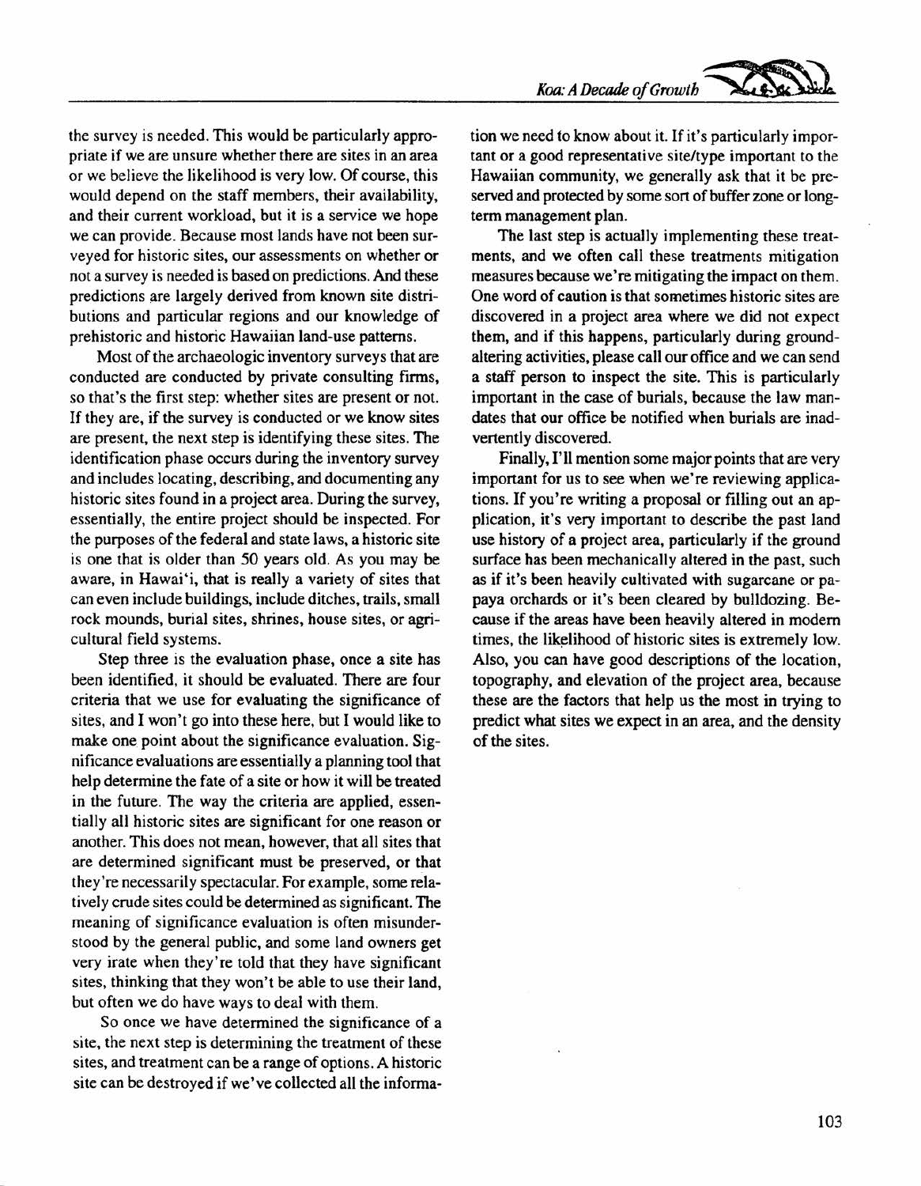the survey is needed. This would be particularly appropriate if we are unsure whether there are sites in an area or we believe the likelihood is very low. Of course, this would depend on the staff members, their availability, and their current workload, but it is a service we hope we can provide. Because most lands have not been surveyed for historic sites, our assessments on whether or not a survey is needed is based on predictions. And these predictions are largely derived from known site distributions and particular regions and our knowledge of prehistoric and historic Hawaiian land-use patterns.

Most of the archaeologic inventory surveys that are conducted are conducted by private consulting firms, so that's the first step: whether sites are present or not. If they are, if the survey is conducted or we know sites are present, the next step is identifying these sites. The identification phase occurs during the inventory survey and includes locating, describing, and documenting any historic sites found in a project area. During the survey, essentially, the entire project should be inspected. For the purposes of the federal and state laws, a historic site is one that is older than 50 years old. As you may be aware, in Hawai'i, that is really a variety of sites that can even include buildings, include ditches, trails, small rock mounds, burial sites, shrines, house sites, or agricultural field systems.

Step three is the evaluation phase, once a site has been identified, it should be evaluated. There are four criteria that we use for evaluating the significance of sites, and I won't go into these here, but I would like to make one point about the significance evaluation. Significance evaluations are essentially a planning tool that help determine the fate of a site or how it will be treated in the future. The way the criteria are applied, essentially all historic sites are significant for one reason or another. This does not mean, however, that all sites that are determined significant must be preserved, or that they're necessarily spectacular. For example, some relatively crude sites could be determined as significant. The meaning of significance evaluation is often misunderstood by the general public, and some land owners get very irate when they're told that they have significant sites, thinking that they won't be able to use their land, but often we do have ways to deal with them.

So once we have determined the significance of a site, the next step is determining the treatment of these sites, and treatment can be a range of options. A historic site can be destroyed if we've collected all the information we need to know about it. If it's particularly important or a good representative site/type important to the Hawaiian community, we generally ask that it be preserved and protected by some sort of buffer zone or long-term management plan.

The last step is actually implementing these treatments, and we often call these treatments mitigation measures because we're mitigating the impact on them. One word of caution is that sometimes historic sites are discovered in a project area where we did not expect them, and if this happens, particularly during ground-altering activities, please call our office and we can send a staff person to inspect the site. This is particularly important in the case of burials, because the law mandates that our office be notified when burials are inadvertently discovered.

Finally, I'll mention some major points that are very important for us to see when we're reviewing applications. If you're writing a proposal or filling out an application, it's very important to describe the past land use history of a project area, particularly if the ground surface has been mechanically altered in the past, such as if it's been heavily cultivated with sugarcane or papaya orchards or it's been cleared by bulldozing. Because if the areas have been heavily altered in modern times, the likelihood of historic sites is extremely low. Also, you can have good descriptions of the location, topography, and elevation of the project area, because these are the factors that help us the most in trying to predict what sites we expect in an area, and the density of the sites.